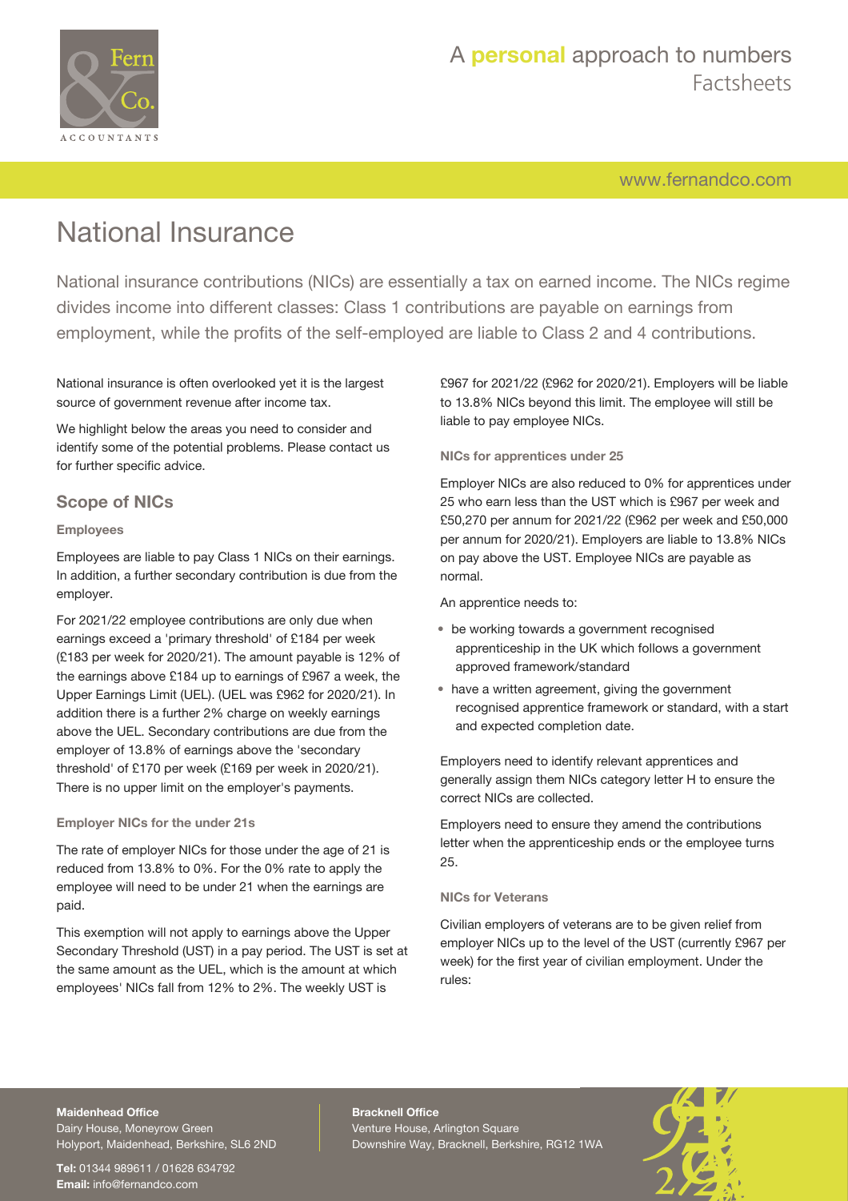# National Insurance

National insurance contributions (NICs) are essentially a tax on earned income. The NICs regime divides income into different classes: Class 1 contributions are payable on earnings from employment, while the profits of the self-employed are liable to Class 2 and 4 contributions.

National insurance is often overlooked yet it is the largest source of government revenue after income tax.

We highlight below the areas you need to consider and identify some of the potential problems. Please contact us for further specific advice.

## Scope of NICs

### Employees

Employees are liable to pay Class 1 NICs on their earnings. In addition, a further secondary contribution is due from the employer.

For 2021/22 employee contributions are only due when earnings exceed a 'primary threshold' of £184 per week (£183 per week for 2020/21). The amount payable is 12% of the earnings above £184 up to earnings of £967 a week, the Upper Earnings Limit (UEL). (UEL was £962 for 2020/21). In addition there is a further 2% charge on weekly earnings above the UEL. Secondary contributions are due from the employer of 13.8% of earnings above the 'secondary threshold' of £170 per week (£169 per week in 2020/21). There is no upper limit on the employer's payments.

### Employer NICs for the under 21s

The rate of employer NICs for those under the age of 21 is reduced from 13.8% to 0%. For the 0% rate to apply the employee will need to be under 21 when the earnings are paid.

This exemption will not apply to earnings above the Upper Secondary Threshold (UST) in a pay period. The UST is set at the same amount as the UEL, which is the amount at which employees' NICs fall from 12% to 2%. The weekly UST is £967 for 2021/22 (£962 for 2020/21). Employers will be liable to 13.8% NICs beyond this limit. The employee will still be liable to pay employee NICs.

### NICs for apprentices under 25

Employer NICs are also reduced to 0% for apprentices under 25 who earn less than the UST which is £967 per week and £50,270 per annum for 2021/22 (£962 per week and £50,000 per annum for 2020/21). Employers are liable to 13.8% NICs on pay above the UST. Employee NICs are payable as normal.

An apprentice needs to:

- be working towards a government recognised apprenticeship in the UK which follows a government approved framework/standard
- have a written agreement, giving the government recognised apprentice framework or standard, with a start and expected completion date.

Employers need to identify relevant apprentices and generally assign them NICs category letter H to ensure the correct NICs are collected.

Employers need to ensure they amend the contributions letter when the apprenticeship ends or the employee turns 25.

### NICs for Veterans

Civilian employers of veterans are to be given relief from employer NICs up to the level of the UST (currently £967 per week) for the first year of civilian employment. Under the rules: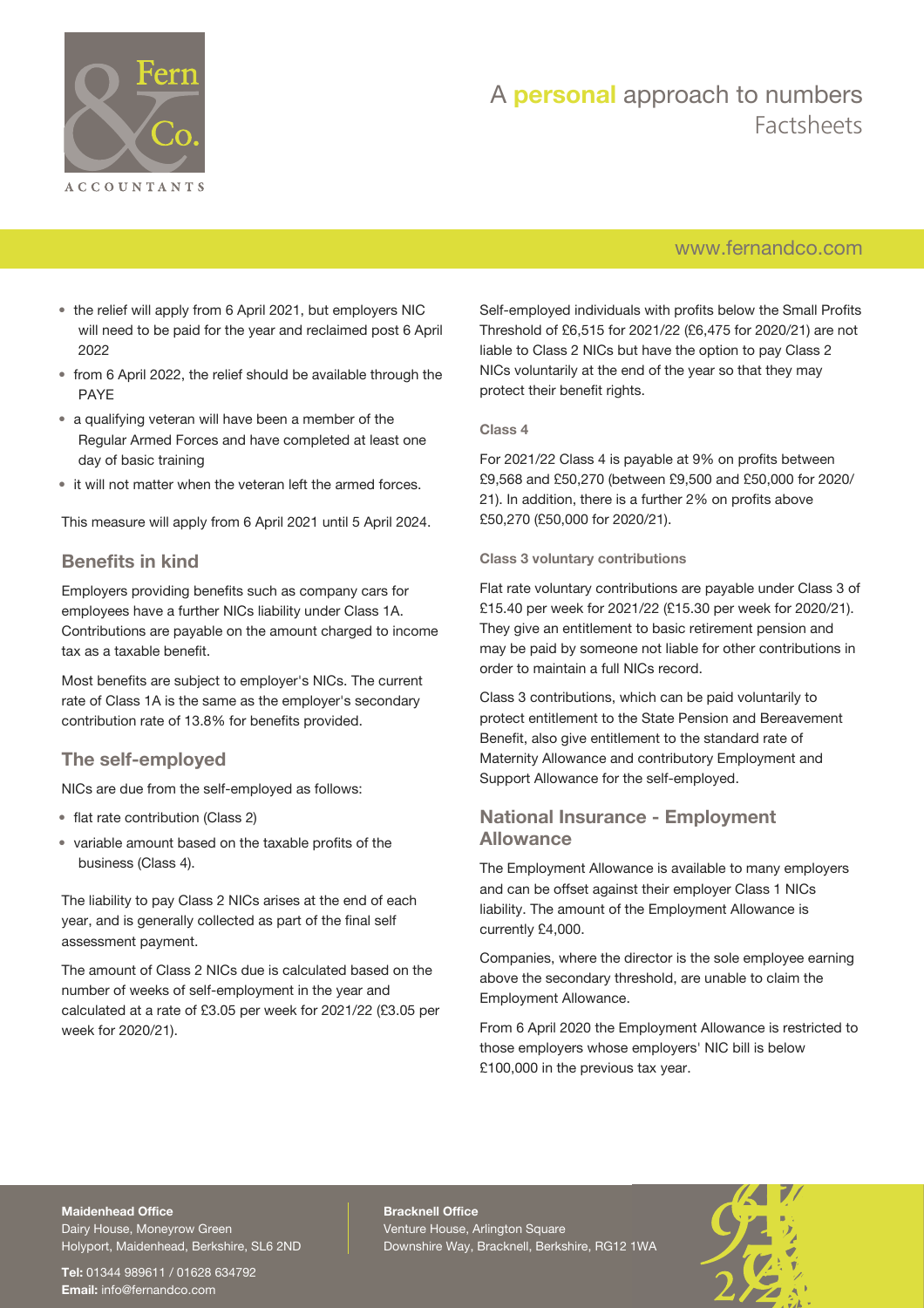- the relief will apply from 6 April 2021, but employers NIC will need to be paid for the year and reclaimed post 6 April 2022
- from 6 April 2022, the relief should be available through the PAYE
- a qualifying veteran will have been a member of the Regular Armed Forces and have completed at least one day of basic training
- it will not matter when the veteran left the armed forces.

This measure will apply from 6 April 2021 until 5 April 2024.

## Benefits in kind

Employers providing benefits such as company cars for employees have a further NICs liability under Class 1A. Contributions are payable on the amount charged to income tax as a taxable benefit.

Most benefits are subject to employer's NICs. The current rate of Class 1A is the same as the employer's secondary contribution rate of 13.8% for benefits provided.

## The self-employed

NICs are due from the self-employed as follows:

- flat rate contribution (Class 2)
- variable amount based on the taxable profits of the business (Class 4).

The liability to pay Class 2 NICs arises at the end of each year, and is generally collected as part of the final self assessment payment.

The amount of Class 2 NICs due is calculated based on the number of weeks of self-employment in the year and calculated at a rate of £3.05 per week for 2021/22 (£3.05 per week for 2020/21).

Self-employed individuals with profits below the Small Profits Threshold of £6,515 for 2021/22 (£6,475 for 2020/21) are not liable to Class 2 NICs but have the option to pay Class 2 NICs voluntarily at the end of the year so that they may protect their benefit rights.

#### Class 4

For 2021/22 Class 4 is payable at 9% on profits between £9,568 and £50,270 (between £9,500 and £50,000 for 2020/21). In addition, there is a further 2% on profits above £50,270 (£50,000 for 2020/21).

#### Class 3 voluntary contributions

Flat rate voluntary contributions are payable under Class 3 of £15.40 per week for 2021/22 (£15.30 per week for 2020/21). They give an entitlement to basic retirement pension and may be paid by someone not liable for other contributions in order to maintain a full NICs record.

Class 3 contributions, which can be paid voluntarily to protect entitlement to the State Pension and Bereavement Benefit, also give entitlement to the standard rate of Maternity Allowance and contributory Employment and Support Allowance for the self-employed.

## National Insurance - Employment Allowance

The Employment Allowance is available to many employers and can be offset against their employer Class 1 NICs liability. The amount of the Employment Allowance is currently £4,000.

Companies, where the director is the sole employee earning above the secondary threshold, are unable to claim the Employment Allowance.

From 6 April 2020 the Employment Allowance is restricted to those employers whose employers' NIC bill is below £100,000 in the previous tax year.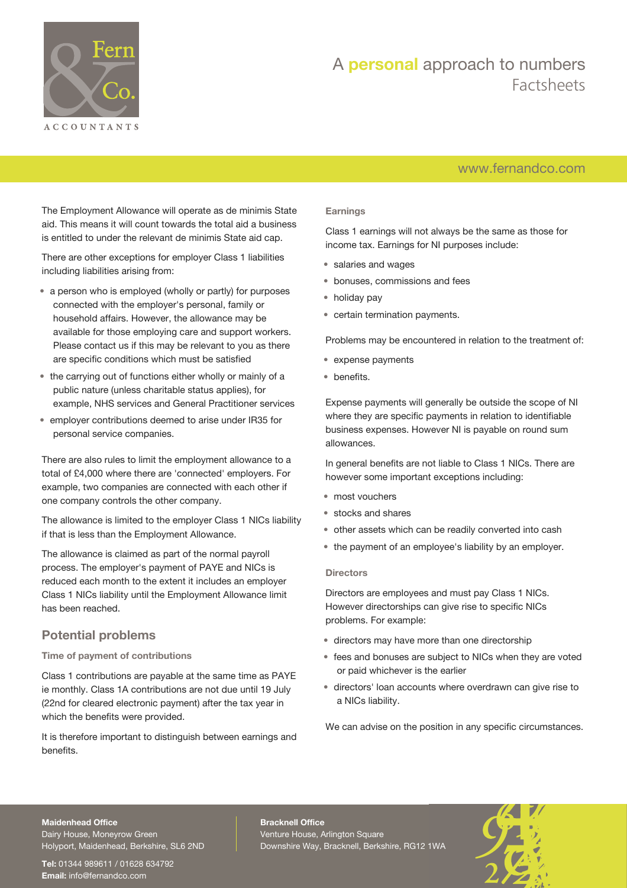The Employment Allowance will operate as de minimis State aid. This means it will count towards the total aid a business is entitled to under the relevant de minimis State aid cap.

There are other exceptions for employer Class 1 liabilities including liabilities arising from:

- a person who is employed (wholly or partly) for purposes connected with the employer's personal, family or household affairs. However, the allowance may be available for those employing care and support workers. Please contact us if this may be relevant to you as there are specific conditions which must be satisfied
- the carrying out of functions either wholly or mainly of a public nature (unless charitable status applies), for example, NHS services and General Practitioner services
- employer contributions deemed to arise under IR35 for personal service companies.

There are also rules to limit the employment allowance to a total of £4,000 where there are 'connected' employers. For example, two companies are connected with each other if one company controls the other company.

The allowance is limited to the employer Class 1 NICs liability if that is less than the Employment Allowance.

The allowance is claimed as part of the normal payroll process. The employer's payment of PAYE and NICs is reduced each month to the extent it includes an employer Class 1 NICs liability until the Employment Allowance limit has been reached.

## Potential problems

### Time of payment of contributions

Class 1 contributions are payable at the same time as PAYE ie monthly. Class 1A contributions are not due until 19 July (22nd for cleared electronic payment) after the tax year in which the benefits were provided.

It is therefore important to distinguish between earnings and benefits.

### Earnings

Class 1 earnings will not always be the same as those for income tax. Earnings for NI purposes include:

- salaries and wages
- bonuses, commissions and fees
- holiday pay
- certain termination payments.

Problems may be encountered in relation to the treatment of:

- expense payments
- benefits.

Expense payments will generally be outside the scope of NI where they are specific payments in relation to identifiable business expenses. However NI is payable on round sum allowances.

In general benefits are not liable to Class 1 NICs. There are however some important exceptions including:

- most vouchers
- stocks and shares
- other assets which can be readily converted into cash
- the payment of an employee's liability by an employer.

### Directors

Directors are employees and must pay Class 1 NICs. However directorships can give rise to specific NICs problems. For example:

- directors may have more than one directorship
- fees and bonuses are subject to NICs when they are voted or paid whichever is the earlier
- directors' loan accounts where overdrawn can give rise to a NICs liability.

We can advise on the position in any specific circumstances.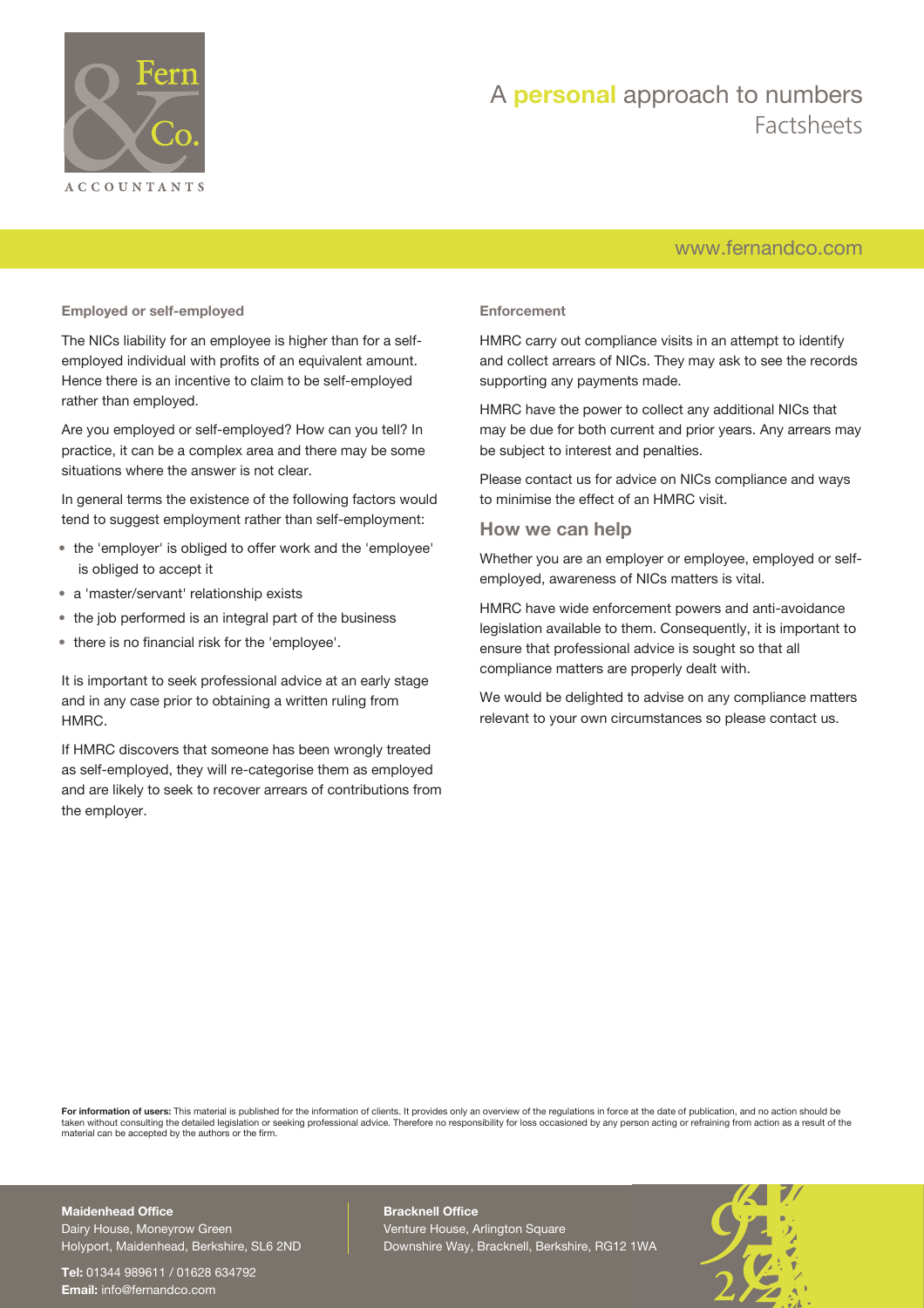### Employed or self-employed

The NICs liability for an employee is higher than for a self-employed individual with profits of an equivalent amount. Hence there is an incentive to claim to be self-employed rather than employed.

Are you employed or self-employed? How can you tell? In practice, it can be a complex area and there may be some situations where the answer is not clear.

In general terms the existence of the following factors would tend to suggest employment rather than self-employment:

- the 'employer' is obliged to offer work and the 'employee' is obliged to accept it
- a 'master/servant' relationship exists
- the job performed is an integral part of the business
- there is no financial risk for the 'employee'.

It is important to seek professional advice at an early stage and in any case prior to obtaining a written ruling from HMRC.

If HMRC discovers that someone has been wrongly treated as self-employed, they will re-categorise them as employed and are likely to seek to recover arrears of contributions from the employer.

### Enforcement

HMRC carry out compliance visits in an attempt to identify and collect arrears of NICs. They may ask to see the records supporting any payments made.

HMRC have the power to collect any additional NICs that may be due for both current and prior years. Any arrears may be subject to interest and penalties.

Please contact us for advice on NICs compliance and ways to minimise the effect of an HMRC visit.

## How we can help

Whether you are an employer or employee, employed or self-employed, awareness of NICs matters is vital.

HMRC have wide enforcement powers and anti-avoidance legislation available to them. Consequently, it is important to ensure that professional advice is sought so that all compliance matters are properly dealt with.

We would be delighted to advise on any compliance matters relevant to your own circumstances so please contact us.

**For information of users:** This material is published for the information of clients. It provides only an overview of the regulations in force at the date of publication, and no action should be taken without consulting the detailed legislation or seeking professional advice. Therefore no responsibility for loss occasioned by any person acting or refraining from action as a result of the material can be accepted by the authors or the firm.